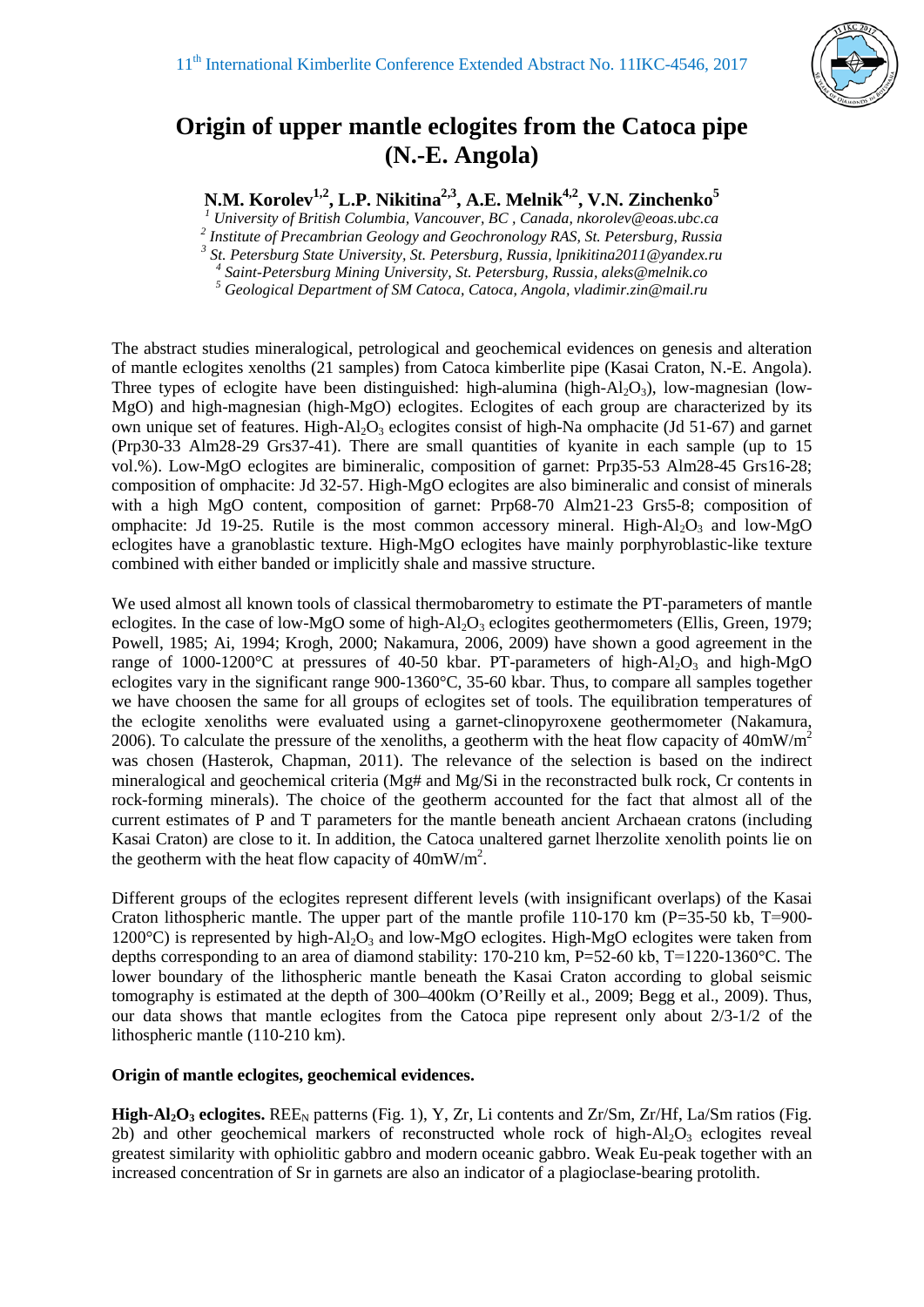# Origin of upper mantle eclogites from the Catoca pipe (N.-E. Angola)

**N.M. Korolev[1,2], L.P. Nikitina[2,3], A.E. Melnik[4,2], V.N. Zinchenko[5]**

*[1] University of British Columbia, Vancouver, BC , Canada, nkorolev@eoas.ubc.ca*
*[2] Institute of Precambrian Geology and Geochronology RAS, St. Petersburg, Russia*
*[3] St. Petersburg State University, St. Petersburg, Russia, lpnikitina2011@yandex.ru*
*[4] Saint-Petersburg Mining University, St. Petersburg, Russia, aleks@melnik.co*
*[5] Geological Department of SM Catoca, Catoca, Angola, vladimir.zin@mail.ru*

The abstract studies mineralogical, petrological and geochemical evidences on genesis and alteration of mantle eclogites xenolths (21 samples) from Catoca kimberlite pipe (Kasai Craton, N.-E. Angola). Three types of eclogite have been distinguished: high-alumina (high-$Al_2O_3$), low-magnesian (low-MgO) and high-magnesian (high-MgO) eclogites. Eclogites of each group are characterized by its own unique set of features. High-$Al_2O_3$ eclogites consist of high-Na omphacite (Jd 51-67) and garnet (Prp30-33 Alm28-29 Grs37-41). There are small quantities of kyanite in each sample (up to 15 vol.%). Low-MgO eclogites are bimineralic, composition of garnet: Prp35-53 Alm28-45 Grs16-28; composition of omphacite: Jd 32-57. High-MgO eclogites are also bimineralic and consist of minerals with a high MgO content, composition of garnet: Prp68-70 Alm21-23 Grs5-8; composition of omphacite: Jd 19-25. Rutile is the most common accessory mineral. High-$Al_2O_3$ and low-MgO eclogites have a granoblastic texture. High-MgO eclogites have mainly porphyroblastic-like texture combined with either banded or implicitly shale and massive structure.

We used almost all known tools of classical thermobarometry to estimate the PT-parameters of mantle eclogites. In the case of low-MgO some of high-$Al_2O_3$ eclogites geothermometers (Ellis, Green, 1979; Powell, 1985; Ai, 1994; Krogh, 2000; Nakamura, 2006, 2009) have shown a good agreement in the range of 1000-1200°C at pressures of 40-50 kbar. PT-parameters of high-$Al_2O_3$ and high-MgO eclogites vary in the significant range 900-1360°C, 35-60 kbar. Thus, to compare all samples together we have choosen the same for all groups of eclogites set of tools. The equilibration temperatures of the eclogite xenoliths were evaluated using a garnet-clinopyroxene geothermometer (Nakamura, 2006). To calculate the pressure of the xenoliths, a geotherm with the heat flow capacity of $40mW/m^2$ was chosen (Hasterok, Chapman, 2011). The relevance of the selection is based on the indirect mineralogical and geochemical criteria (Mg# and Mg/Si in the reconstracted bulk rock, Cr contents in rock-forming minerals). The choice of the geotherm accounted for the fact that almost all of the current estimates of P and T parameters for the mantle beneath ancient Archaean cratons (including Kasai Craton) are close to it. In addition, the Catoca unaltered garnet lherzolite xenolith points lie on the geotherm with the heat flow capacity of $40mW/m^2$.

Different groups of the eclogites represent different levels (with insignificant overlaps) of the Kasai Craton lithospheric mantle. The upper part of the mantle profile 110-170 km (P=35-50 kb, T=900-1200°C) is represented by high-$Al_2O_3$ and low-MgO eclogites. High-MgO eclogites were taken from depths corresponding to an area of diamond stability: 170-210 km, P=52-60 kb, T=1220-1360°C. The lower boundary of the lithospheric mantle beneath the Kasai Craton according to global seismic tomography is estimated at the depth of 300–400km (O'Reilly et al., 2009; Begg et al., 2009). Thus, our data shows that mantle eclogites from the Catoca pipe represent only about 2/3-1/2 of the lithospheric mantle (110-210 km).

**Origin of mantle eclogites, geochemical evidences.**

**High-$Al_2O_3$ eclogites.** $REE_N$ patterns (Fig. 1), Y, Zr, Li contents and Zr/Sm, Zr/Hf, La/Sm ratios (Fig. 2b) and other geochemical markers of reconstructed whole rock of high-$Al_2O_3$ eclogites reveal greatest similarity with ophiolitic gabbro and modern oceanic gabbro. Weak Eu-peak together with an increased concentration of Sr in garnets are also an indicator of a plagioclase-bearing protolith.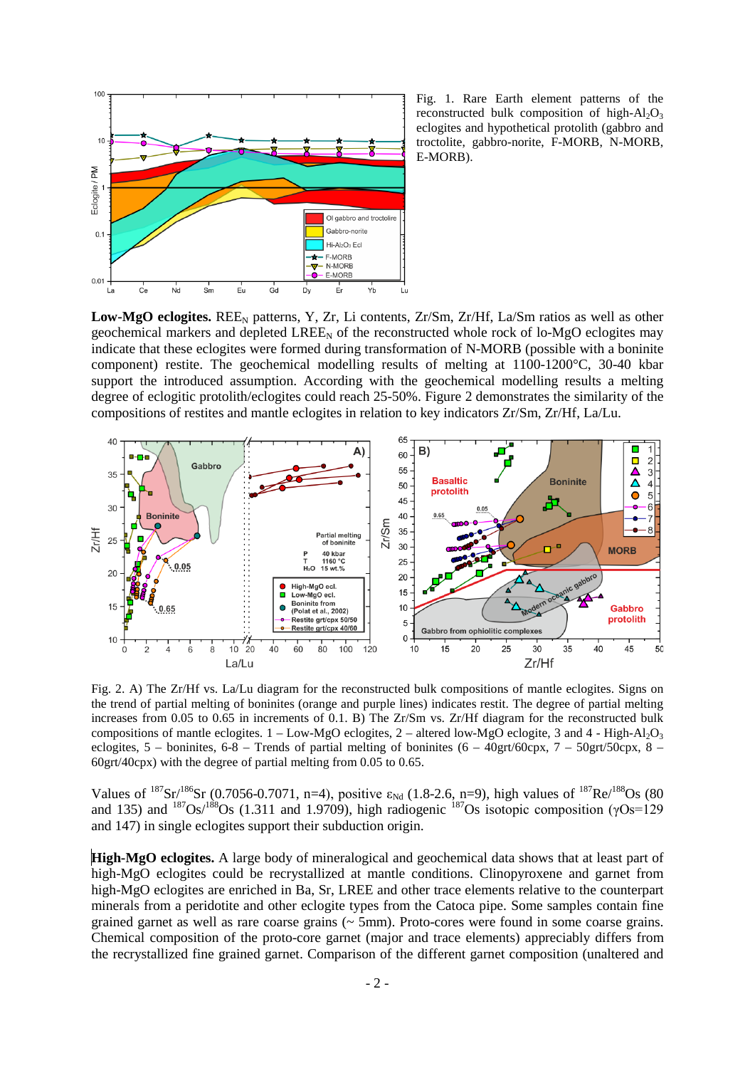Fig. 1. Rare Earth element patterns of the reconstructed bulk composition of high-$Al_2O_3$ eclogites and hypothetical protolith (gabbro and troctolite, gabbro-norite, F-MORB, N-MORB, E-MORB).

**Low-MgO eclogites.** $REE_N$ patterns, Y, Zr, Li contents, Zr/Sm, Zr/Hf, La/Sm ratios as well as other geochemical markers and depleted $LREE_N$ of the reconstructed whole rock of lo-MgO eclogites may indicate that these eclogites were formed during transformation of N-MORB (possible with a boninite component) restite. The geochemical modelling results of melting at 1100-1200°C, 30-40 kbar support the introduced assumption. According with the geochemical modelling results a melting degree of eclogitic protolith/eclogites could reach 25-50%. Figure 2 demonstrates the similarity of the compositions of restites and mantle eclogites in relation to key indicators Zr/Sm, Zr/Hf, La/Lu.

Fig. 2. A) The Zr/Hf vs. La/Lu diagram for the reconstructed bulk compositions of mantle eclogites. Signs on the trend of partial melting of boninites (orange and purple lines) indicates restit. The degree of partial melting increases from 0.05 to 0.65 in increments of 0.1. B) The Zr/Sm vs. Zr/Hf diagram for the reconstructed bulk compositions of mantle eclogites. 1 – Low-MgO eclogites, 2 – altered low-MgO eclogite, 3 and 4 - High-$Al_2O_3$ eclogites, 5 – boninites, 6-8 – Trends of partial melting of boninites (6 – 40grt/60cpx, 7 – 50grt/50cpx, 8 – 60grt/40cpx) with the degree of partial melting from 0.05 to 0.65.

Values of $^{187}Sr/^{186}Sr$ (0.7056-0.7071, n=4), positive $\varepsilon_{Nd}$ (1.8-2.6, n=9), high values of $^{187}Re/^{188}Os$ (80 and 135) and $^{187}Os/^{188}Os$ (1.311 and 1.9709), high radiogenic $^{187}Os$ isotopic composition ($\gamma$Os=129 and 147) in single eclogites support their subduction origin.

**High-MgO eclogites.** A large body of mineralogical and geochemical data shows that at least part of high-MgO eclogites could be recrystallized at mantle conditions. Clinopyroxene and garnet from high-MgO eclogites are enriched in Ba, Sr, LREE and other trace elements relative to the counterpart minerals from a peridotite and other eclogite types from the Catoca pipe. Some samples contain fine grained garnet as well as rare coarse grains (~ 5mm). Proto-cores were found in some coarse grains. Chemical composition of the proto-core garnet (major and trace elements) appreciably differs from the recrystallized fine grained garnet. Comparison of the different garnet composition (unaltered and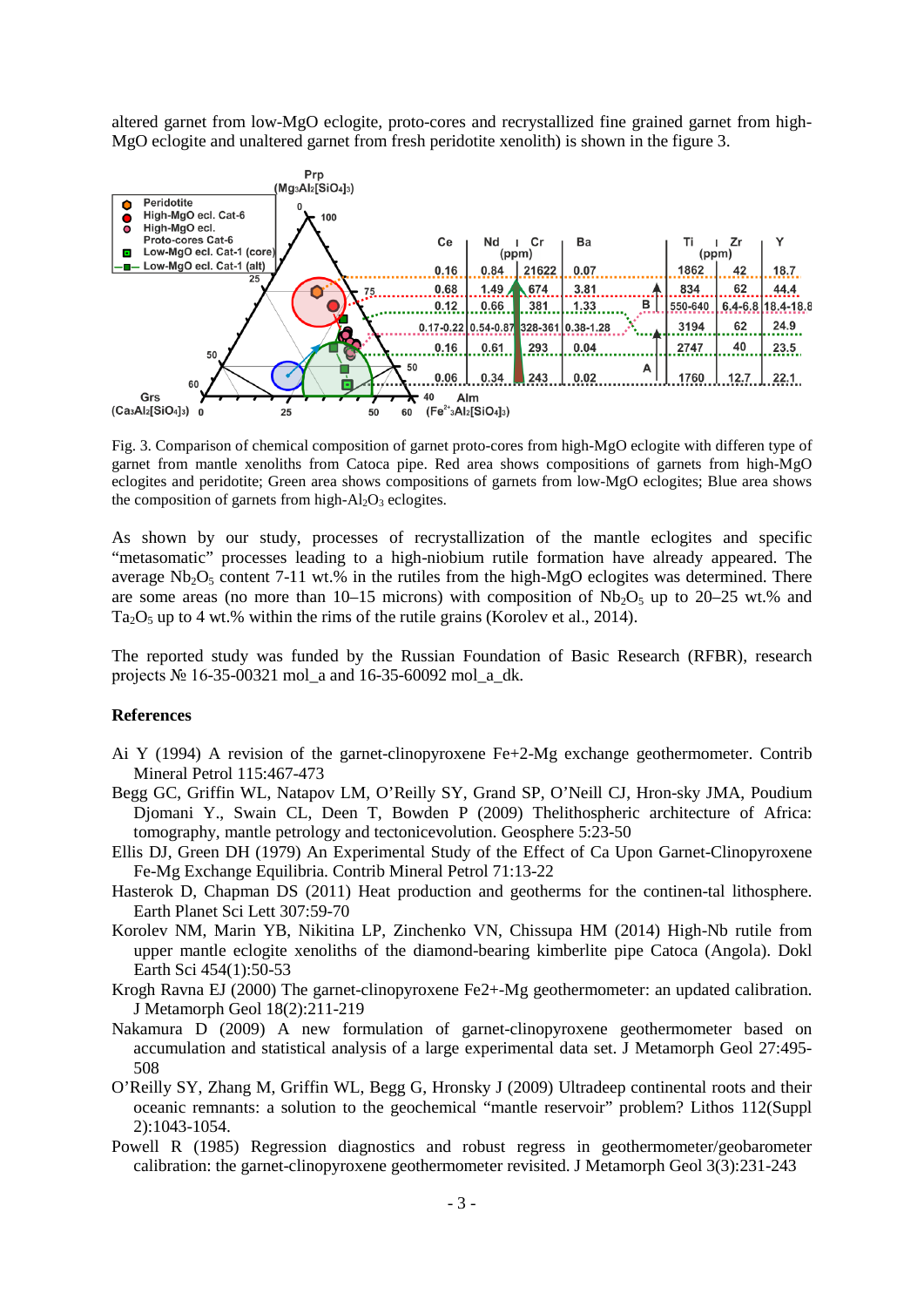altered garnet from low-MgO eclogite, proto-cores and recrystallized fine grained garnet from high-MgO eclogite and unaltered garnet from fresh peridotite xenolith) is shown in the figure 3.

Prp
($Mg_3Al_2[SiO_4]_3$)

Peridotite
High-MgO ecl. Cat-6
High-MgO ecl. Proto-cores Cat-6
Low-MgO ecl. Cat-1 (core)
Low-MgO ecl. Cat-1 (alt)

Grs
($Ca_3Al_2[SiO_4]_3$)

Alm
($Fe^{2+}{}_3Al_2[SiO_4]_3$)

0 25 50 60 40 50 75 100

Ce | Nd | Cr | Ba | Ti | Zr | Y
(ppm) (ppm)

0.16 0.84 21622 0.07 1862 42 18.7
0.68 1.49 674 3.81 834 62 44.4
0.12 0.66 381 1.33 B 550-640 6.4-6.8 18.4-18.8
0.17-0.22 0.54-0.87 328-361 0.38-1.28 3194 62 24.9
0.16 0.61 293 0.04 2747 40 23.5
0.06 0.34 243 0.02 A 1760 12.7 22.1

Fig. 3. Comparison of chemical composition of garnet proto-cores from high-MgO eclogite with differen type of garnet from mantle xenoliths from Catoca pipe. Red area shows compositions of garnets from high-MgO eclogites and peridotite; Green area shows compositions of garnets from low-MgO eclogites; Blue area shows the composition of garnets from high-$Al_2O_3$ eclogites.

As shown by our study, processes of recrystallization of the mantle eclogites and specific "metasomatic" processes leading to a high-niobium rutile formation have already appeared. The average $Nb_2O_5$ content 7-11 wt.% in the rutiles from the high-MgO eclogites was determined. There are some areas (no more than 10–15 microns) with composition of $Nb_2O_5$ up to 20–25 wt.% and $Ta_2O_5$ up to 4 wt.% within the rims of the rutile grains (Korolev et al., 2014).

The reported study was funded by the Russian Foundation of Basic Research (RFBR), research projects № 16-35-00321 mol_a and 16-35-60092 mol_a_dk.

## References

Ai Y (1994) A revision of the garnet-clinopyroxene Fe+2-Mg exchange geothermometer. Contrib Mineral Petrol 115:467-473

Begg GC, Griffin WL, Natapov LM, O'Reilly SY, Grand SP, O'Neill CJ, Hron-sky JMA, Poudium Djomani Y., Swain CL, Deen T, Bowden P (2009) Thelithospheric architecture of Africa: tomography, mantle petrology and tectonicevolution. Geosphere 5:23-50

Ellis DJ, Green DH (1979) An Experimental Study of the Effect of Ca Upon Garnet-Clinopyroxene Fe-Mg Exchange Equilibria. Contrib Mineral Petrol 71:13-22

Hasterok D, Chapman DS (2011) Heat production and geotherms for the continen-tal lithosphere. Earth Planet Sci Lett 307:59-70

Korolev NM, Marin YB, Nikitina LP, Zinchenko VN, Chissupa HM (2014) High-Nb rutile from upper mantle eclogite xenoliths of the diamond-bearing kimberlite pipe Catoca (Angola). Dokl Earth Sci 454(1):50-53

Krogh Ravna EJ (2000) The garnet-clinopyroxene Fe2+-Mg geothermometer: an updated calibration. J Metamorph Geol 18(2):211-219

Nakamura D (2009) A new formulation of garnet-clinopyroxene geothermometer based on accumulation and statistical analysis of a large experimental data set. J Metamorph Geol 27:495-508

O'Reilly SY, Zhang M, Griffin WL, Begg G, Hronsky J (2009) Ultradeep continental roots and their oceanic remnants: a solution to the geochemical "mantle reservoir" problem? Lithos 112(Suppl 2):1043-1054.

Powell R (1985) Regression diagnostics and robust regress in geothermometer/geobarometer calibration: the garnet-clinopyroxene geothermometer revisited. J Metamorph Geol 3(3):231-243